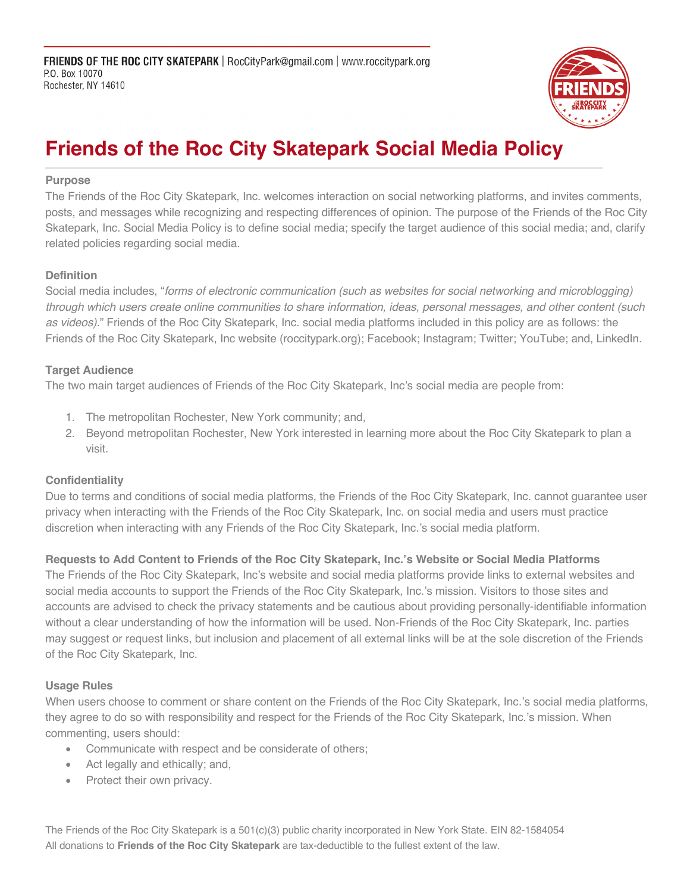FRIENDS OF THE ROC CITY SKATEPARK | RocCityPark@gmail.com | www.roccitypark.org
P.O. Box 10070
Rochester, NY 14610

# Friends of the Roc City Skatepark Social Media Policy

**Purpose**

The Friends of the Roc City Skatepark, Inc. welcomes interaction on social networking platforms, and invites comments, posts, and messages while recognizing and respecting differences of opinion. The purpose of the Friends of the Roc City Skatepark, Inc. Social Media Policy is to define social media; specify the target audience of this social media; and, clarify related policies regarding social media.

**Definition**

Social media includes, "*forms of electronic communication (such as websites for social networking and microblogging) through which users create online communities to share information, ideas, personal messages, and other content (such as videos).*" Friends of the Roc City Skatepark, Inc. social media platforms included in this policy are as follows: the Friends of the Roc City Skatepark, Inc website (roccitypark.org); Facebook; Instagram; Twitter; YouTube; and, LinkedIn.

**Target Audience**

The two main target audiences of Friends of the Roc City Skatepark, Inc's social media are people from:

1. The metropolitan Rochester, New York community; and,
2. Beyond metropolitan Rochester, New York interested in learning more about the Roc City Skatepark to plan a visit.

**Confidentiality**

Due to terms and conditions of social media platforms, the Friends of the Roc City Skatepark, Inc. cannot guarantee user privacy when interacting with the Friends of the Roc City Skatepark, Inc. on social media and users must practice discretion when interacting with any Friends of the Roc City Skatepark, Inc.'s social media platform.

**Requests to Add Content to Friends of the Roc City Skatepark, Inc.'s Website or Social Media Platforms**

The Friends of the Roc City Skatepark, Inc's website and social media platforms provide links to external websites and social media accounts to support the Friends of the Roc City Skatepark, Inc.'s mission. Visitors to those sites and accounts are advised to check the privacy statements and be cautious about providing personally-identifiable information without a clear understanding of how the information will be used. Non-Friends of the Roc City Skatepark, Inc. parties may suggest or request links, but inclusion and placement of all external links will be at the sole discretion of the Friends of the Roc City Skatepark, Inc.

**Usage Rules**

When users choose to comment or share content on the Friends of the Roc City Skatepark, Inc.'s social media platforms, they agree to do so with responsibility and respect for the Friends of the Roc City Skatepark, Inc.'s mission. When commenting, users should:

- Communicate with respect and be considerate of others;
- Act legally and ethically; and,
- Protect their own privacy.

The Friends of the Roc City Skatepark is a 501(c)(3) public charity incorporated in New York State. EIN 82-1584054
All donations to **Friends of the Roc City Skatepark** are tax-deductible to the fullest extent of the law.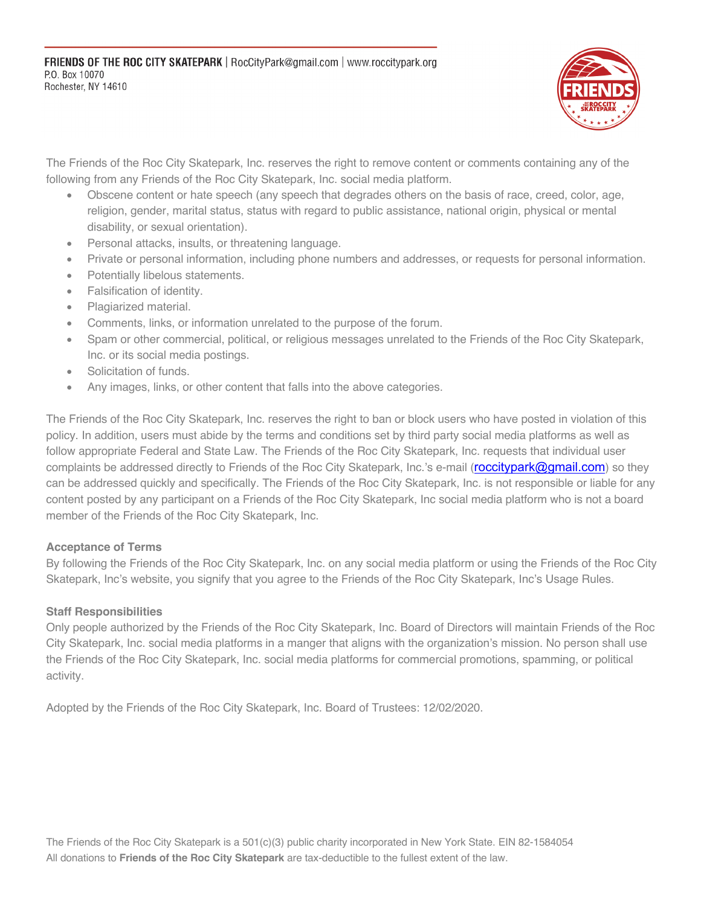**FRIENDS OF THE ROC CITY SKATEPARK** | RocCityPark@gmail.com | www.roccitypark.org
P.O. Box 10070
Rochester, NY 14610

The Friends of the Roc City Skatepark, Inc. reserves the right to remove content or comments containing any of the following from any Friends of the Roc City Skatepark, Inc. social media platform.

- Obscene content or hate speech (any speech that degrades others on the basis of race, creed, color, age, religion, gender, marital status, status with regard to public assistance, national origin, physical or mental disability, or sexual orientation).
- Personal attacks, insults, or threatening language.
- Private or personal information, including phone numbers and addresses, or requests for personal information.
- Potentially libelous statements.
- Falsification of identity.
- Plagiarized material.
- Comments, links, or information unrelated to the purpose of the forum.
- Spam or other commercial, political, or religious messages unrelated to the Friends of the Roc City Skatepark, Inc. or its social media postings.
- Solicitation of funds.
- Any images, links, or other content that falls into the above categories.

The Friends of the Roc City Skatepark, Inc. reserves the right to ban or block users who have posted in violation of this policy. In addition, users must abide by the terms and conditions set by third party social media platforms as well as follow appropriate Federal and State Law. The Friends of the Roc City Skatepark, Inc. requests that individual user complaints be addressed directly to Friends of the Roc City Skatepark, Inc.'s e-mail (roccitypark@gmail.com) so they can be addressed quickly and specifically. The Friends of the Roc City Skatepark, Inc. is not responsible or liable for any content posted by any participant on a Friends of the Roc City Skatepark, Inc social media platform who is not a board member of the Friends of the Roc City Skatepark, Inc.

**Acceptance of Terms**

By following the Friends of the Roc City Skatepark, Inc. on any social media platform or using the Friends of the Roc City Skatepark, Inc's website, you signify that you agree to the Friends of the Roc City Skatepark, Inc's Usage Rules.

**Staff Responsibilities**

Only people authorized by the Friends of the Roc City Skatepark, Inc. Board of Directors will maintain Friends of the Roc City Skatepark, Inc. social media platforms in a manger that aligns with the organization's mission. No person shall use the Friends of the Roc City Skatepark, Inc. social media platforms for commercial promotions, spamming, or political activity.

Adopted by the Friends of the Roc City Skatepark, Inc. Board of Trustees: 12/02/2020.

The Friends of the Roc City Skatepark is a 501(c)(3) public charity incorporated in New York State. EIN 82-1584054
All donations to **Friends of the Roc City Skatepark** are tax-deductible to the fullest extent of the law.